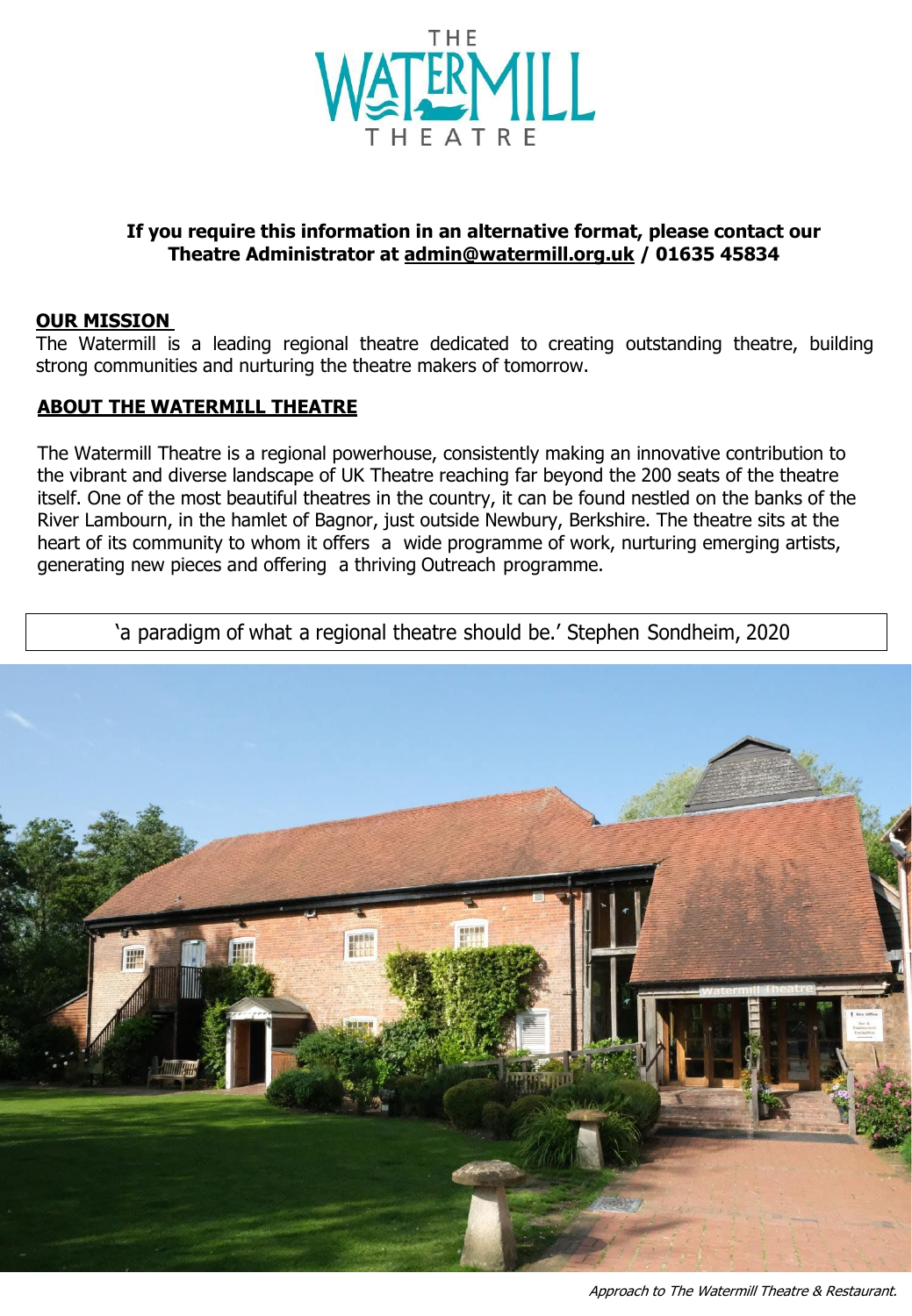# THE WATERMILL THEATRE

**If you require this information in an alternative format, please contact our Theatre Administrator at admin@watermill.org.uk / 01635 45834**

## OUR MISSION

The Watermill is a leading regional theatre dedicated to creating outstanding theatre, building strong communities and nurturing the theatre makers of tomorrow.

## ABOUT THE WATERMILL THEATRE

The Watermill Theatre is a regional powerhouse, consistently making an innovative contribution to the vibrant and diverse landscape of UK Theatre reaching far beyond the 200 seats of the theatre itself. One of the most beautiful theatres in the country, it can be found nestled on the banks of the River Lambourn, in the hamlet of Bagnor, just outside Newbury, Berkshire. The theatre sits at the heart of its community to whom it offers a wide programme of work, nurturing emerging artists, generating new pieces and offering a thriving Outreach programme.

> 'a paradigm of what a regional theatre should be.' Stephen Sondheim, 2020

*Approach to The Watermill Theatre & Restaurant.*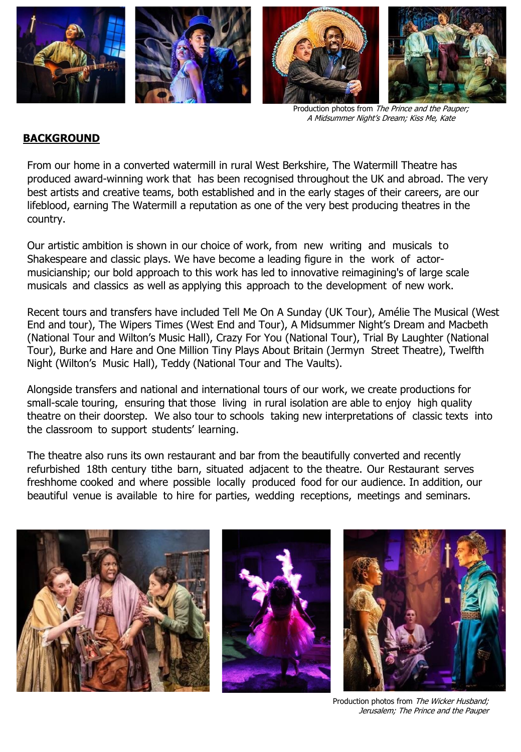Production photos from *The Prince and the Pauper; A Midsummer Night's Dream; Kiss Me, Kate*

## BACKGROUND

From our home in a converted watermill in rural West Berkshire, The Watermill Theatre has produced award-winning work that has been recognised throughout the UK and abroad. The very best artists and creative teams, both established and in the early stages of their careers, are our lifeblood, earning The Watermill a reputation as one of the very best producing theatres in the country.

Our artistic ambition is shown in our choice of work, from new writing and musicals to Shakespeare and classic plays. We have become a leading figure in the work of actor-musicianship; our bold approach to this work has led to innovative reimagining's of large scale musicals and classics as well as applying this approach to the development of new work.

Recent tours and transfers have included Tell Me On A Sunday (UK Tour), Amélie The Musical (West End and tour), The Wipers Times (West End and Tour), A Midsummer Night's Dream and Macbeth (National Tour and Wilton's Music Hall), Crazy For You (National Tour), Trial By Laughter (National Tour), Burke and Hare and One Million Tiny Plays About Britain (Jermyn Street Theatre), Twelfth Night (Wilton's Music Hall), Teddy (National Tour and The Vaults).

Alongside transfers and national and international tours of our work, we create productions for small-scale touring, ensuring that those living in rural isolation are able to enjoy high quality theatre on their doorstep. We also tour to schools taking new interpretations of classic texts into the classroom to support students' learning.

The theatre also runs its own restaurant and bar from the beautifully converted and recently refurbished 18th century tithe barn, situated adjacent to the theatre. Our Restaurant serves freshhome cooked and where possible locally produced food for our audience. In addition, our beautiful venue is available to hire for parties, wedding receptions, meetings and seminars.

Production photos from *The Wicker Husband; Jerusalem; The Prince and the Pauper*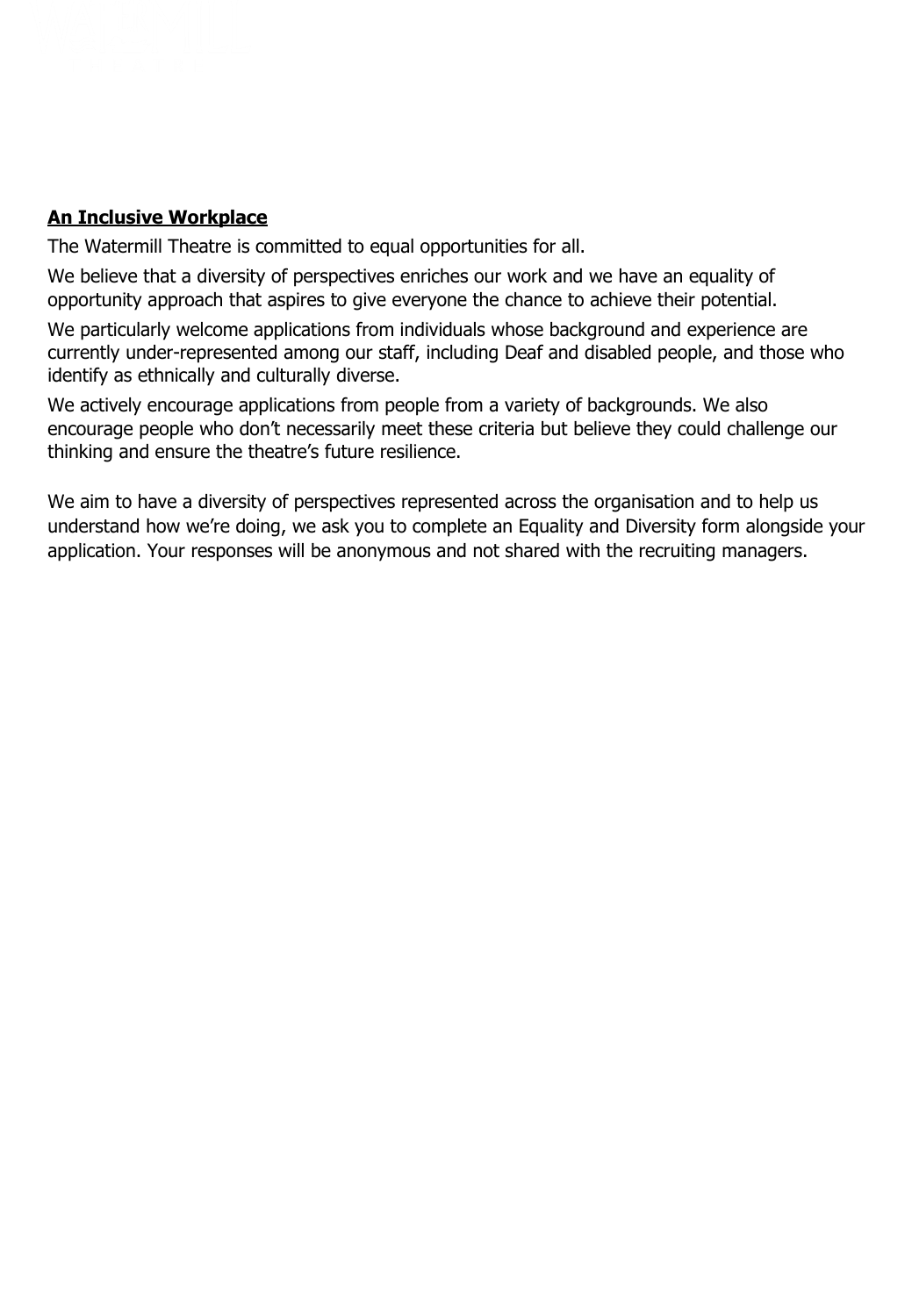## **An Inclusive Workplace**

The Watermill Theatre is committed to equal opportunities for all.

We believe that a diversity of perspectives enriches our work and we have an equality of opportunity approach that aspires to give everyone the chance to achieve their potential.

We particularly welcome applications from individuals whose background and experience are currently under-represented among our staff, including Deaf and disabled people, and those who identify as ethnically and culturally diverse.

We actively encourage applications from people from a variety of backgrounds. We also encourage people who don't necessarily meet these criteria but believe they could challenge our thinking and ensure the theatre's future resilience.

We aim to have a diversity of perspectives represented across the organisation and to help us understand how we're doing, we ask you to complete an Equality and Diversity form alongside your application. Your responses will be anonymous and not shared with the recruiting managers.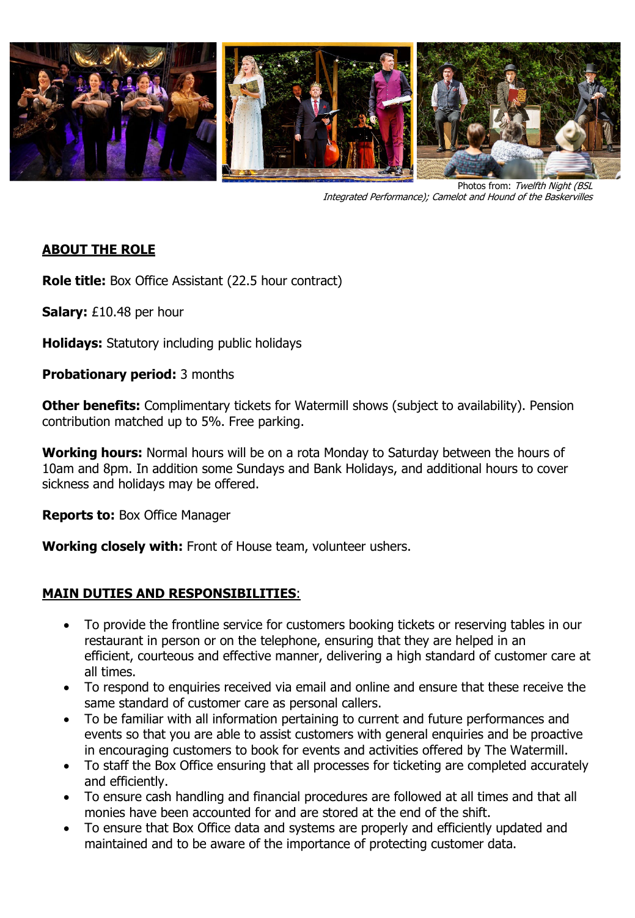Photos from: *Twelfth Night (BSL Integrated Performance); Camelot and Hound of the Baskervilles*

## ABOUT THE ROLE

**Role title:** Box Office Assistant (22.5 hour contract)

**Salary:** £10.48 per hour

**Holidays:** Statutory including public holidays

**Probationary period:** 3 months

**Other benefits:** Complimentary tickets for Watermill shows (subject to availability). Pension contribution matched up to 5%. Free parking.

**Working hours:** Normal hours will be on a rota Monday to Saturday between the hours of 10am and 8pm. In addition some Sundays and Bank Holidays, and additional hours to cover sickness and holidays may be offered.

**Reports to:** Box Office Manager

**Working closely with:** Front of House team, volunteer ushers.

## MAIN DUTIES AND RESPONSIBILITIES:

- To provide the frontline service for customers booking tickets or reserving tables in our restaurant in person or on the telephone, ensuring that they are helped in an efficient, courteous and effective manner, delivering a high standard of customer care at all times.
- To respond to enquiries received via email and online and ensure that these receive the same standard of customer care as personal callers.
- To be familiar with all information pertaining to current and future performances and events so that you are able to assist customers with general enquiries and be proactive in encouraging customers to book for events and activities offered by The Watermill.
- To staff the Box Office ensuring that all processes for ticketing are completed accurately and efficiently.
- To ensure cash handling and financial procedures are followed at all times and that all monies have been accounted for and are stored at the end of the shift.
- To ensure that Box Office data and systems are properly and efficiently updated and maintained and to be aware of the importance of protecting customer data.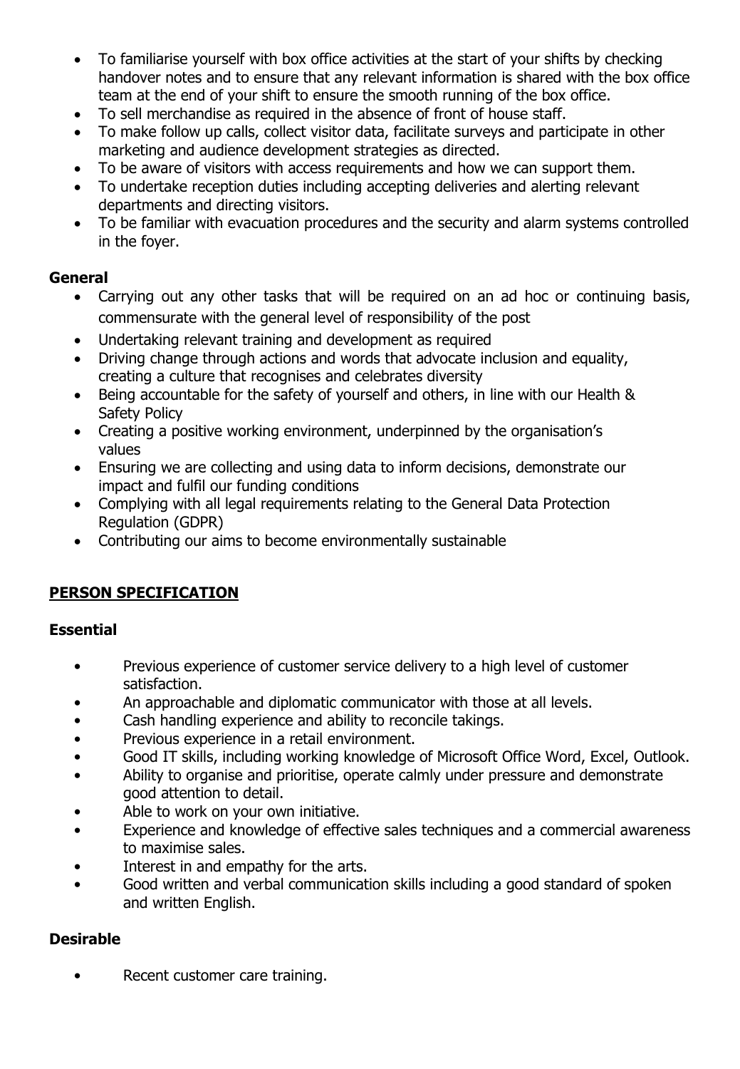- To familiarise yourself with box office activities at the start of your shifts by checking handover notes and to ensure that any relevant information is shared with the box office team at the end of your shift to ensure the smooth running of the box office.
- To sell merchandise as required in the absence of front of house staff.
- To make follow up calls, collect visitor data, facilitate surveys and participate in other marketing and audience development strategies as directed.
- To be aware of visitors with access requirements and how we can support them.
- To undertake reception duties including accepting deliveries and alerting relevant departments and directing visitors.
- To be familiar with evacuation procedures and the security and alarm systems controlled in the foyer.

**General**

- Carrying out any other tasks that will be required on an ad hoc or continuing basis, commensurate with the general level of responsibility of the post
- Undertaking relevant training and development as required
- Driving change through actions and words that advocate inclusion and equality, creating a culture that recognises and celebrates diversity
- Being accountable for the safety of yourself and others, in line with our Health & Safety Policy
- Creating a positive working environment, underpinned by the organisation's values
- Ensuring we are collecting and using data to inform decisions, demonstrate our impact and fulfil our funding conditions
- Complying with all legal requirements relating to the General Data Protection Regulation (GDPR)
- Contributing our aims to become environmentally sustainable

## PERSON SPECIFICATION

**Essential**

- Previous experience of customer service delivery to a high level of customer satisfaction.
- An approachable and diplomatic communicator with those at all levels.
- Cash handling experience and ability to reconcile takings.
- Previous experience in a retail environment.
- Good IT skills, including working knowledge of Microsoft Office Word, Excel, Outlook.
- Ability to organise and prioritise, operate calmly under pressure and demonstrate good attention to detail.
- Able to work on your own initiative.
- Experience and knowledge of effective sales techniques and a commercial awareness to maximise sales.
- Interest in and empathy for the arts.
- Good written and verbal communication skills including a good standard of spoken and written English.

**Desirable**

- Recent customer care training.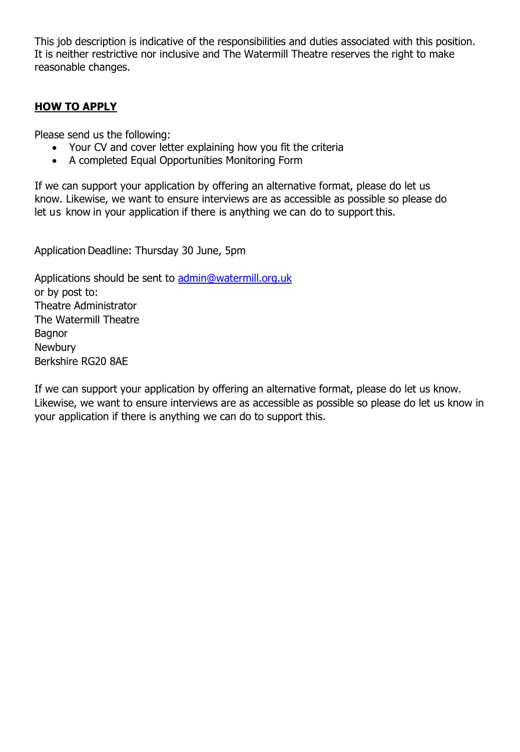This job description is indicative of the responsibilities and duties associated with this position. It is neither restrictive nor inclusive and The Watermill Theatre reserves the right to make reasonable changes.

## **HOW TO APPLY**

Please send us the following:

- Your CV and cover letter explaining how you fit the criteria
- A completed Equal Opportunities Monitoring Form

If we can support your application by offering an alternative format, please do let us know. Likewise, we want to ensure interviews are as accessible as possible so please do let us know in your application if there is anything we can do to support this.

Application Deadline: Thursday 30 June, 5pm

Applications should be sent to admin@watermill.org.uk
or by post to:
Theatre Administrator
The Watermill Theatre
Bagnor
Newbury
Berkshire RG20 8AE

If we can support your application by offering an alternative format, please do let us know. Likewise, we want to ensure interviews are as accessible as possible so please do let us know in your application if there is anything we can do to support this.